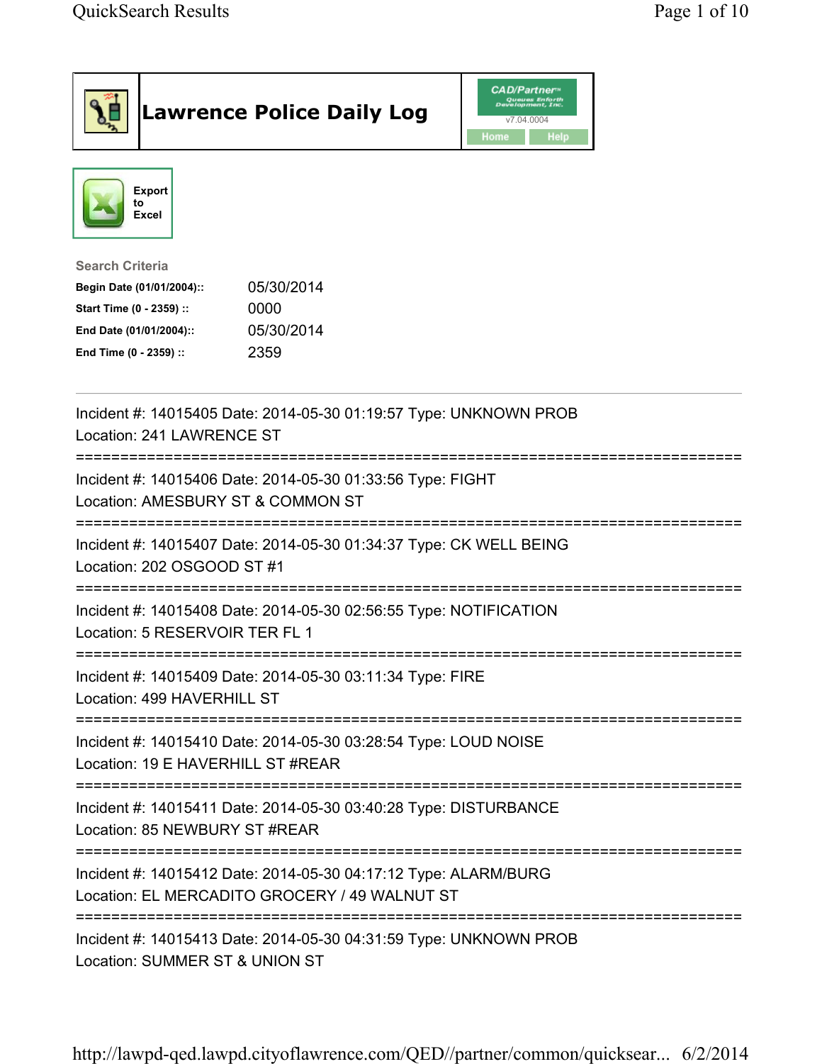# Lawrence Police Daily Log

CAD/Partner™ Queues Enforth Development, Inc.
v7.04.0004
Home Help

Export to Excel

**Search Criteria**

| | |
|---|---|
| **Begin Date (01/01/2004)::** | 05/30/2014 |
| **Start Time (0 - 2359) ::** | 0000 |
| **End Date (01/01/2004)::** | 05/30/2014 |
| **End Time (0 - 2359) ::** | 2359 |

---

Incident #: 14015405 Date: 2014-05-30 01:19:57 Type: UNKNOWN PROB
Location: 241 LAWRENCE ST

===========================================================================

Incident #: 14015406 Date: 2014-05-30 01:33:56 Type: FIGHT
Location: AMESBURY ST & COMMON ST

===========================================================================

Incident #: 14015407 Date: 2014-05-30 01:34:37 Type: CK WELL BEING
Location: 202 OSGOOD ST #1

===========================================================================

Incident #: 14015408 Date: 2014-05-30 02:56:55 Type: NOTIFICATION
Location: 5 RESERVOIR TER FL 1

===========================================================================

Incident #: 14015409 Date: 2014-05-30 03:11:34 Type: FIRE
Location: 499 HAVERHILL ST

===========================================================================

Incident #: 14015410 Date: 2014-05-30 03:28:54 Type: LOUD NOISE
Location: 19 E HAVERHILL ST #REAR

===========================================================================

Incident #: 14015411 Date: 2014-05-30 03:40:28 Type: DISTURBANCE
Location: 85 NEWBURY ST #REAR

===========================================================================

Incident #: 14015412 Date: 2014-05-30 04:17:12 Type: ALARM/BURG
Location: EL MERCADITO GROCERY / 49 WALNUT ST

===========================================================================

Incident #: 14015413 Date: 2014-05-30 04:31:59 Type: UNKNOWN PROB
Location: SUMMER ST & UNION ST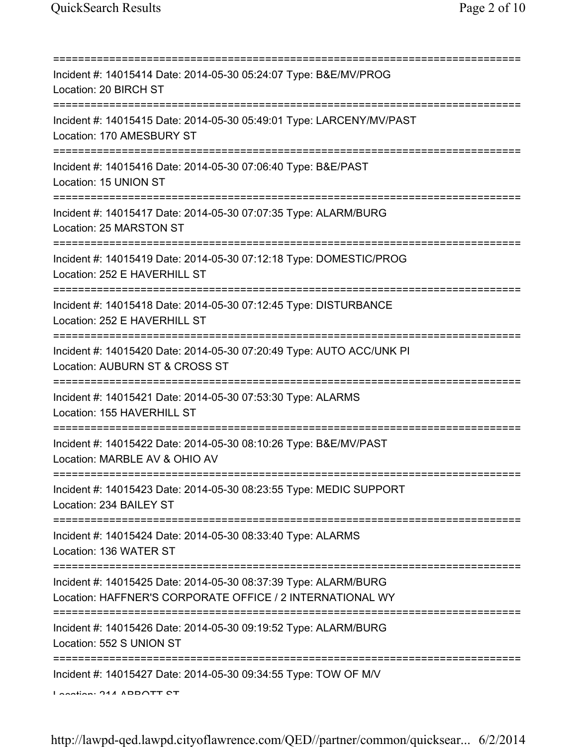===========================================================================

Incident #: 14015414 Date: 2014-05-30 05:24:07 Type: B&E/MV/PROG
Location: 20 BIRCH ST

===========================================================================

Incident #: 14015415 Date: 2014-05-30 05:49:01 Type: LARCENY/MV/PAST
Location: 170 AMESBURY ST

===========================================================================

Incident #: 14015416 Date: 2014-05-30 07:06:40 Type: B&E/PAST
Location: 15 UNION ST

===========================================================================

Incident #: 14015417 Date: 2014-05-30 07:07:35 Type: ALARM/BURG
Location: 25 MARSTON ST

===========================================================================

Incident #: 14015419 Date: 2014-05-30 07:12:18 Type: DOMESTIC/PROG
Location: 252 E HAVERHILL ST

===========================================================================

Incident #: 14015418 Date: 2014-05-30 07:12:45 Type: DISTURBANCE
Location: 252 E HAVERHILL ST

===========================================================================

Incident #: 14015420 Date: 2014-05-30 07:20:49 Type: AUTO ACC/UNK PI
Location: AUBURN ST & CROSS ST

===========================================================================

Incident #: 14015421 Date: 2014-05-30 07:53:30 Type: ALARMS
Location: 155 HAVERHILL ST

===========================================================================

Incident #: 14015422 Date: 2014-05-30 08:10:26 Type: B&E/MV/PAST
Location: MARBLE AV & OHIO AV

===========================================================================

Incident #: 14015423 Date: 2014-05-30 08:23:55 Type: MEDIC SUPPORT
Location: 234 BAILEY ST

===========================================================================

Incident #: 14015424 Date: 2014-05-30 08:33:40 Type: ALARMS
Location: 136 WATER ST

===========================================================================

Incident #: 14015425 Date: 2014-05-30 08:37:39 Type: ALARM/BURG
Location: HAFFNER'S CORPORATE OFFICE / 2 INTERNATIONAL WY

===========================================================================

Incident #: 14015426 Date: 2014-05-30 09:19:52 Type: ALARM/BURG
Location: 552 S UNION ST

===========================================================================

Incident #: 14015427 Date: 2014-05-30 09:34:55 Type: TOW OF M/V
Location: 214 ABBOTT ST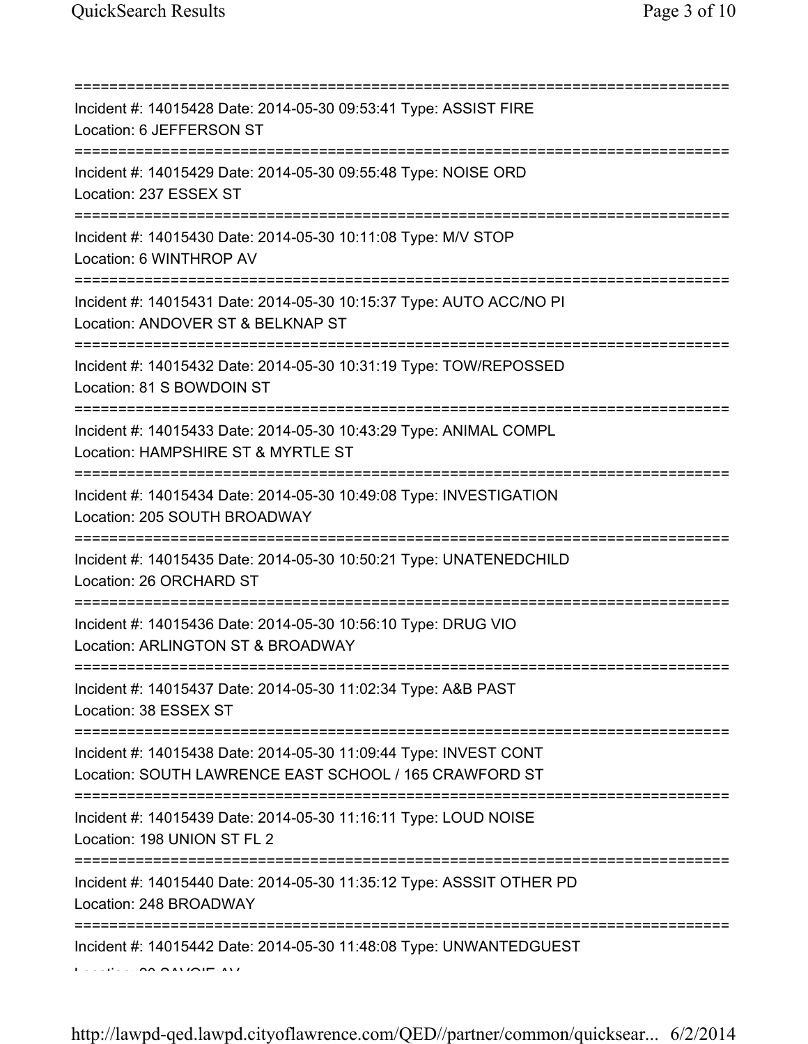===========================================================================

Incident #: 14015428 Date: 2014-05-30 09:53:41 Type: ASSIST FIRE
Location: 6 JEFFERSON ST

===========================================================================

Incident #: 14015429 Date: 2014-05-30 09:55:48 Type: NOISE ORD
Location: 237 ESSEX ST

===========================================================================

Incident #: 14015430 Date: 2014-05-30 10:11:08 Type: M/V STOP
Location: 6 WINTHROP AV

===========================================================================

Incident #: 14015431 Date: 2014-05-30 10:15:37 Type: AUTO ACC/NO PI
Location: ANDOVER ST & BELKNAP ST

===========================================================================

Incident #: 14015432 Date: 2014-05-30 10:31:19 Type: TOW/REPOSSED
Location: 81 S BOWDOIN ST

===========================================================================

Incident #: 14015433 Date: 2014-05-30 10:43:29 Type: ANIMAL COMPL
Location: HAMPSHIRE ST & MYRTLE ST

===========================================================================

Incident #: 14015434 Date: 2014-05-30 10:49:08 Type: INVESTIGATION
Location: 205 SOUTH BROADWAY

===========================================================================

Incident #: 14015435 Date: 2014-05-30 10:50:21 Type: UNATENEDCHILD
Location: 26 ORCHARD ST

===========================================================================

Incident #: 14015436 Date: 2014-05-30 10:56:10 Type: DRUG VIO
Location: ARLINGTON ST & BROADWAY

===========================================================================

Incident #: 14015437 Date: 2014-05-30 11:02:34 Type: A&B PAST
Location: 38 ESSEX ST

===========================================================================

Incident #: 14015438 Date: 2014-05-30 11:09:44 Type: INVEST CONT
Location: SOUTH LAWRENCE EAST SCHOOL / 165 CRAWFORD ST

===========================================================================

Incident #: 14015439 Date: 2014-05-30 11:16:11 Type: LOUD NOISE
Location: 198 UNION ST FL 2

===========================================================================

Incident #: 14015440 Date: 2014-05-30 11:35:12 Type: ASSSIT OTHER PD
Location: 248 BROADWAY

===========================================================================

Incident #: 14015442 Date: 2014-05-30 11:48:08 Type: UNWANTEDGUEST
Location: 20 SAVOIE AV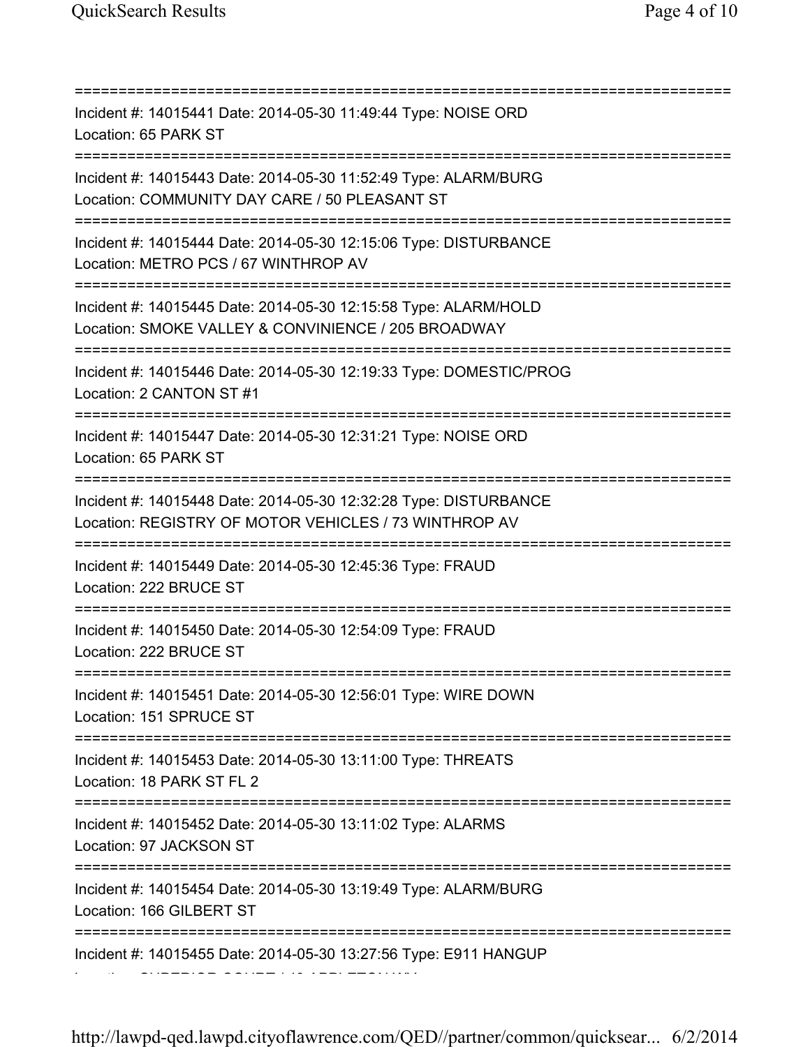===========================================================================

Incident #: 14015441 Date: 2014-05-30 11:49:44 Type: NOISE ORD
Location: 65 PARK ST

===========================================================================

Incident #: 14015443 Date: 2014-05-30 11:52:49 Type: ALARM/BURG
Location: COMMUNITY DAY CARE / 50 PLEASANT ST

===========================================================================

Incident #: 14015444 Date: 2014-05-30 12:15:06 Type: DISTURBANCE
Location: METRO PCS / 67 WINTHROP AV

===========================================================================

Incident #: 14015445 Date: 2014-05-30 12:15:58 Type: ALARM/HOLD
Location: SMOKE VALLEY & CONVINIENCE / 205 BROADWAY

===========================================================================

Incident #: 14015446 Date: 2014-05-30 12:19:33 Type: DOMESTIC/PROG
Location: 2 CANTON ST #1

===========================================================================

Incident #: 14015447 Date: 2014-05-30 12:31:21 Type: NOISE ORD
Location: 65 PARK ST

===========================================================================

Incident #: 14015448 Date: 2014-05-30 12:32:28 Type: DISTURBANCE
Location: REGISTRY OF MOTOR VEHICLES / 73 WINTHROP AV

===========================================================================

Incident #: 14015449 Date: 2014-05-30 12:45:36 Type: FRAUD
Location: 222 BRUCE ST

===========================================================================

Incident #: 14015450 Date: 2014-05-30 12:54:09 Type: FRAUD
Location: 222 BRUCE ST

===========================================================================

Incident #: 14015451 Date: 2014-05-30 12:56:01 Type: WIRE DOWN
Location: 151 SPRUCE ST

===========================================================================

Incident #: 14015453 Date: 2014-05-30 13:11:00 Type: THREATS
Location: 18 PARK ST FL 2

===========================================================================

Incident #: 14015452 Date: 2014-05-30 13:11:02 Type: ALARMS
Location: 97 JACKSON ST

===========================================================================

Incident #: 14015454 Date: 2014-05-30 13:19:49 Type: ALARM/BURG
Location: 166 GILBERT ST

===========================================================================

Incident #: 14015455 Date: 2014-05-30 13:27:56 Type: E911 HANGUP
Location: SUPERIOR COURT / 43 APPLETON WY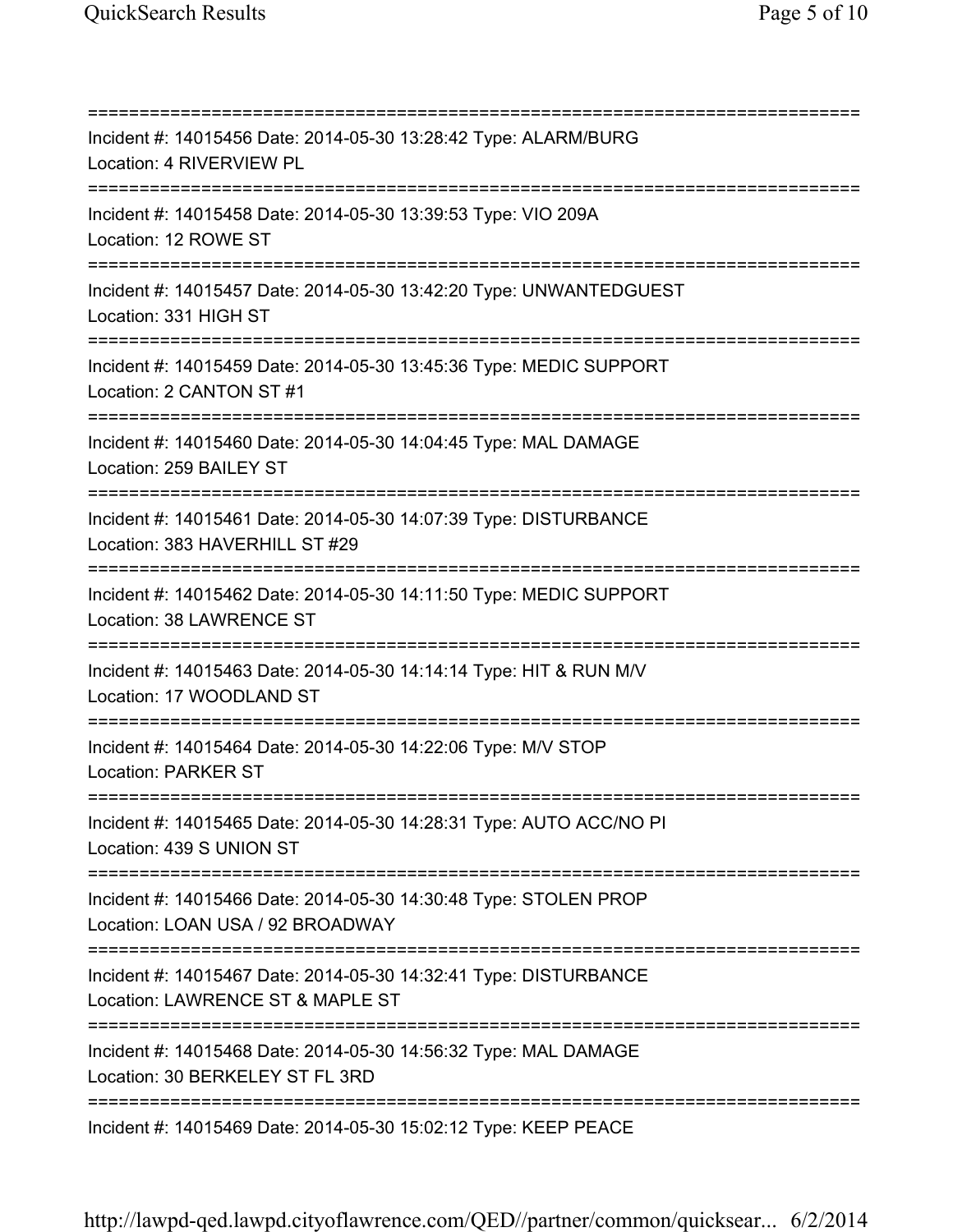==============================================================================
Incident #: 14015456 Date: 2014-05-30 13:28:42 Type: ALARM/BURG
Location: 4 RIVERVIEW PL
==============================================================================
Incident #: 14015458 Date: 2014-05-30 13:39:53 Type: VIO 209A
Location: 12 ROWE ST
==============================================================================
Incident #: 14015457 Date: 2014-05-30 13:42:20 Type: UNWANTEDGUEST
Location: 331 HIGH ST
==============================================================================
Incident #: 14015459 Date: 2014-05-30 13:45:36 Type: MEDIC SUPPORT
Location: 2 CANTON ST #1
==============================================================================
Incident #: 14015460 Date: 2014-05-30 14:04:45 Type: MAL DAMAGE
Location: 259 BAILEY ST
==============================================================================
Incident #: 14015461 Date: 2014-05-30 14:07:39 Type: DISTURBANCE
Location: 383 HAVERHILL ST #29
==============================================================================
Incident #: 14015462 Date: 2014-05-30 14:11:50 Type: MEDIC SUPPORT
Location: 38 LAWRENCE ST
==============================================================================
Incident #: 14015463 Date: 2014-05-30 14:14:14 Type: HIT & RUN M/V
Location: 17 WOODLAND ST
==============================================================================
Incident #: 14015464 Date: 2014-05-30 14:22:06 Type: M/V STOP
Location: PARKER ST
==============================================================================
Incident #: 14015465 Date: 2014-05-30 14:28:31 Type: AUTO ACC/NO PI
Location: 439 S UNION ST
==============================================================================
Incident #: 14015466 Date: 2014-05-30 14:30:48 Type: STOLEN PROP
Location: LOAN USA / 92 BROADWAY
==============================================================================
Incident #: 14015467 Date: 2014-05-30 14:32:41 Type: DISTURBANCE
Location: LAWRENCE ST & MAPLE ST
==============================================================================
Incident #: 14015468 Date: 2014-05-30 14:56:32 Type: MAL DAMAGE
Location: 30 BERKELEY ST FL 3RD
==============================================================================
Incident #: 14015469 Date: 2014-05-30 15:02:12 Type: KEEP PEACE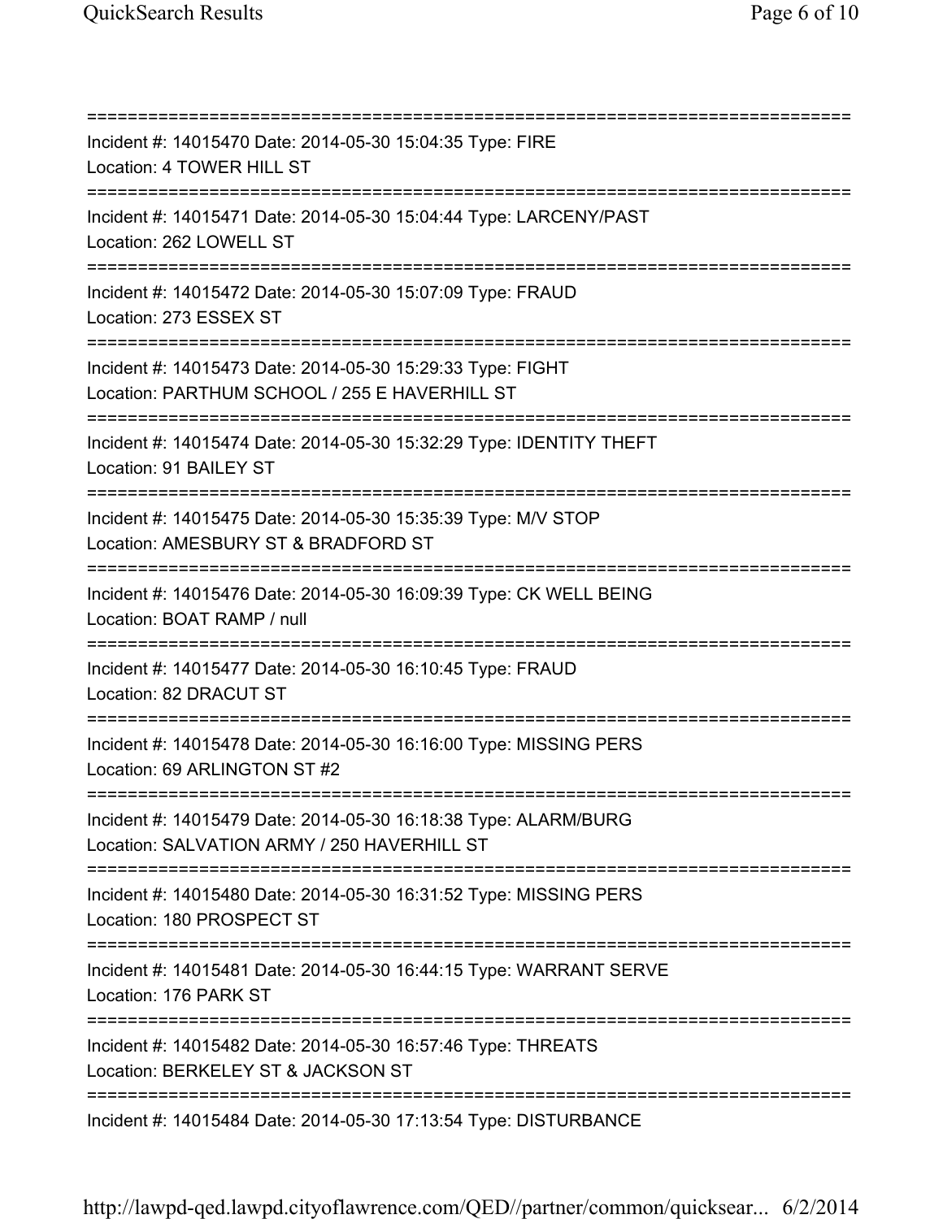===========================================================================

Incident #: 14015470 Date: 2014-05-30 15:04:35 Type: FIRE
Location: 4 TOWER HILL ST

===========================================================================

Incident #: 14015471 Date: 2014-05-30 15:04:44 Type: LARCENY/PAST
Location: 262 LOWELL ST

===========================================================================

Incident #: 14015472 Date: 2014-05-30 15:07:09 Type: FRAUD
Location: 273 ESSEX ST

===========================================================================

Incident #: 14015473 Date: 2014-05-30 15:29:33 Type: FIGHT
Location: PARTHUM SCHOOL / 255 E HAVERHILL ST

===========================================================================

Incident #: 14015474 Date: 2014-05-30 15:32:29 Type: IDENTITY THEFT
Location: 91 BAILEY ST

===========================================================================

Incident #: 14015475 Date: 2014-05-30 15:35:39 Type: M/V STOP
Location: AMESBURY ST & BRADFORD ST

===========================================================================

Incident #: 14015476 Date: 2014-05-30 16:09:39 Type: CK WELL BEING
Location: BOAT RAMP / null

===========================================================================

Incident #: 14015477 Date: 2014-05-30 16:10:45 Type: FRAUD
Location: 82 DRACUT ST

===========================================================================

Incident #: 14015478 Date: 2014-05-30 16:16:00 Type: MISSING PERS
Location: 69 ARLINGTON ST #2

===========================================================================

Incident #: 14015479 Date: 2014-05-30 16:18:38 Type: ALARM/BURG
Location: SALVATION ARMY / 250 HAVERHILL ST

===========================================================================

Incident #: 14015480 Date: 2014-05-30 16:31:52 Type: MISSING PERS
Location: 180 PROSPECT ST

===========================================================================

Incident #: 14015481 Date: 2014-05-30 16:44:15 Type: WARRANT SERVE
Location: 176 PARK ST

===========================================================================

Incident #: 14015482 Date: 2014-05-30 16:57:46 Type: THREATS
Location: BERKELEY ST & JACKSON ST

===========================================================================

Incident #: 14015484 Date: 2014-05-30 17:13:54 Type: DISTURBANCE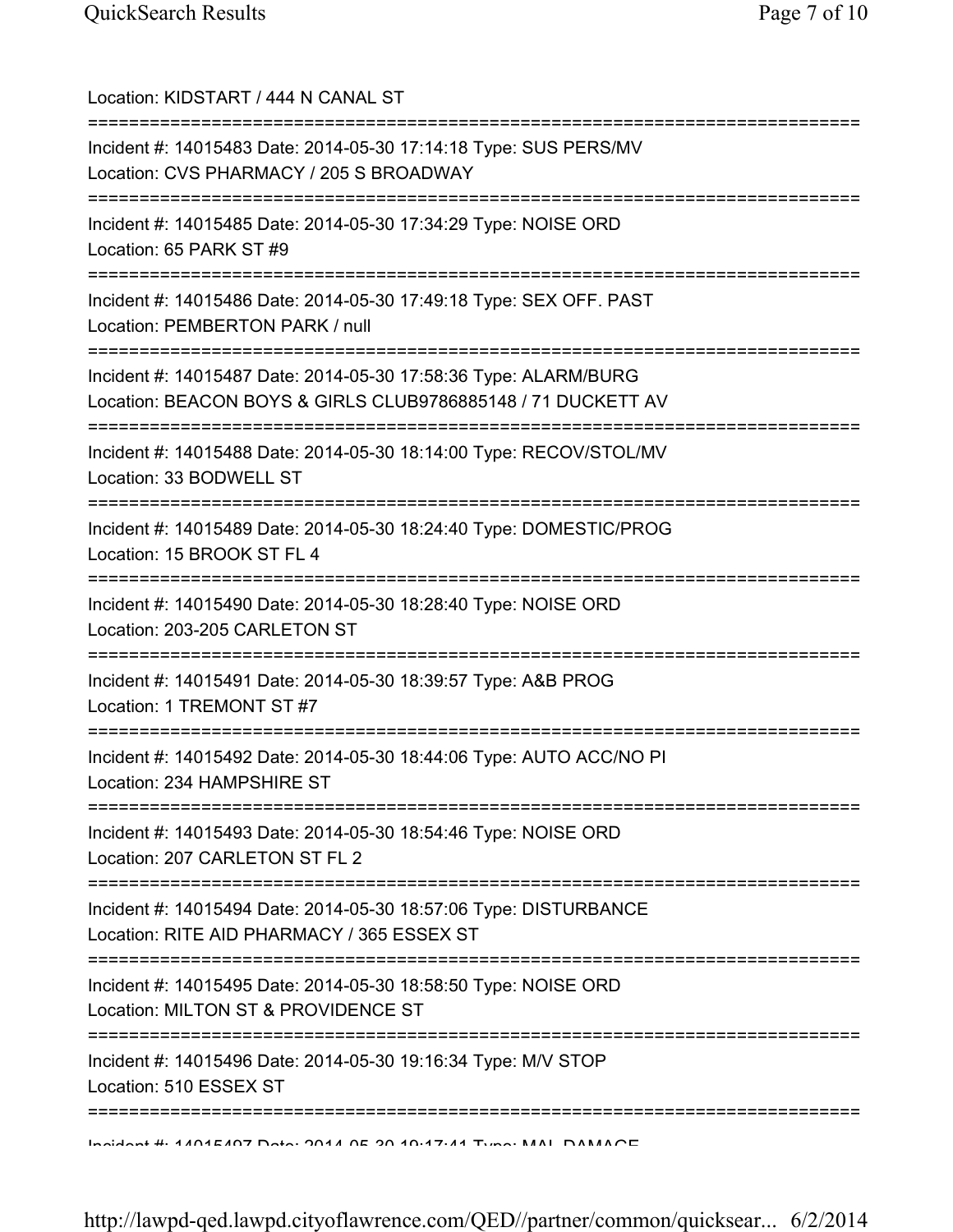Location: KIDSTART / 444 N CANAL ST

===========================================================================

Incident #: 14015483 Date: 2014-05-30 17:14:18 Type: SUS PERS/MV
Location: CVS PHARMACY / 205 S BROADWAY

===========================================================================

Incident #: 14015485 Date: 2014-05-30 17:34:29 Type: NOISE ORD
Location: 65 PARK ST #9

===========================================================================

Incident #: 14015486 Date: 2014-05-30 17:49:18 Type: SEX OFF. PAST
Location: PEMBERTON PARK / null

===========================================================================

Incident #: 14015487 Date: 2014-05-30 17:58:36 Type: ALARM/BURG
Location: BEACON BOYS & GIRLS CLUB9786885148 / 71 DUCKETT AV

===========================================================================

Incident #: 14015488 Date: 2014-05-30 18:14:00 Type: RECOV/STOL/MV
Location: 33 BODWELL ST

===========================================================================

Incident #: 14015489 Date: 2014-05-30 18:24:40 Type: DOMESTIC/PROG
Location: 15 BROOK ST FL 4

===========================================================================

Incident #: 14015490 Date: 2014-05-30 18:28:40 Type: NOISE ORD
Location: 203-205 CARLETON ST

===========================================================================

Incident #: 14015491 Date: 2014-05-30 18:39:57 Type: A&B PROG
Location: 1 TREMONT ST #7

===========================================================================

Incident #: 14015492 Date: 2014-05-30 18:44:06 Type: AUTO ACC/NO PI
Location: 234 HAMPSHIRE ST

===========================================================================

Incident #: 14015493 Date: 2014-05-30 18:54:46 Type: NOISE ORD
Location: 207 CARLETON ST FL 2

===========================================================================

Incident #: 14015494 Date: 2014-05-30 18:57:06 Type: DISTURBANCE
Location: RITE AID PHARMACY / 365 ESSEX ST

===========================================================================

Incident #: 14015495 Date: 2014-05-30 18:58:50 Type: NOISE ORD
Location: MILTON ST & PROVIDENCE ST

===========================================================================

Incident #: 14015496 Date: 2014-05-30 19:16:34 Type: M/V STOP
Location: 510 ESSEX ST

===========================================================================

Incident #: 14015497 Date: 2014-05-30 19:17:41 Type: MAL DAMAGE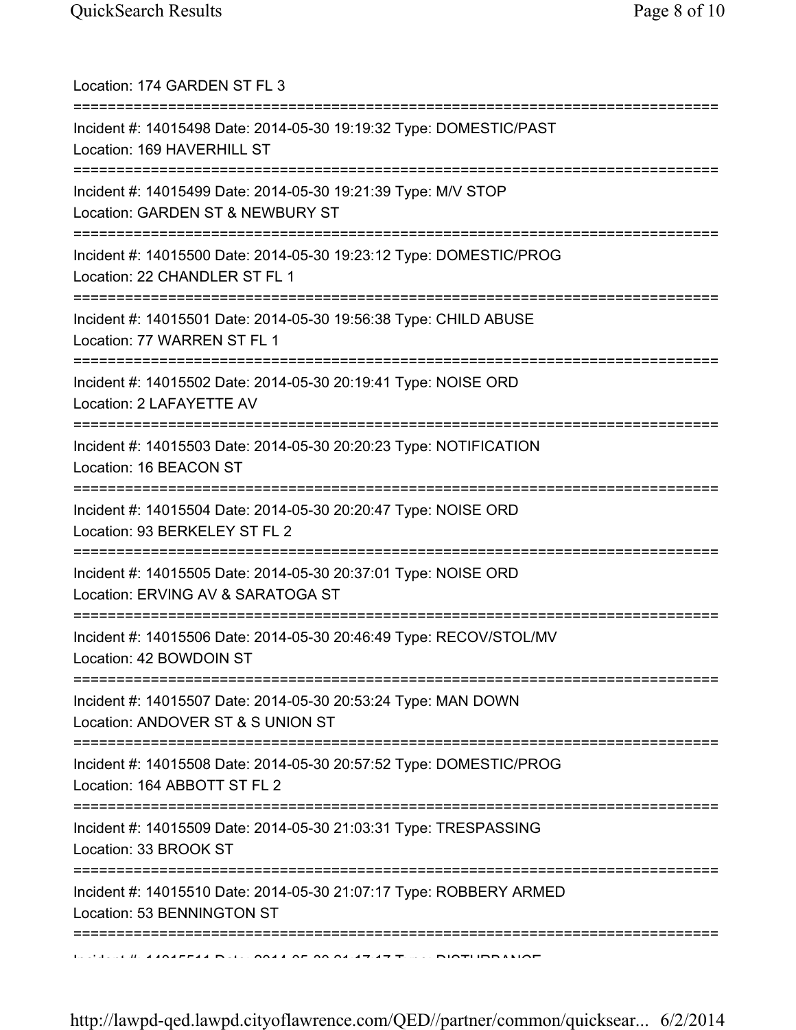Location: 174 GARDEN ST FL 3

===========================================================================

Incident #: 14015498 Date: 2014-05-30 19:19:32 Type: DOMESTIC/PAST
Location: 169 HAVERHILL ST

===========================================================================

Incident #: 14015499 Date: 2014-05-30 19:21:39 Type: M/V STOP
Location: GARDEN ST & NEWBURY ST

===========================================================================

Incident #: 14015500 Date: 2014-05-30 19:23:12 Type: DOMESTIC/PROG
Location: 22 CHANDLER ST FL 1

===========================================================================

Incident #: 14015501 Date: 2014-05-30 19:56:38 Type: CHILD ABUSE
Location: 77 WARREN ST FL 1

===========================================================================

Incident #: 14015502 Date: 2014-05-30 20:19:41 Type: NOISE ORD
Location: 2 LAFAYETTE AV

===========================================================================

Incident #: 14015503 Date: 2014-05-30 20:20:23 Type: NOTIFICATION
Location: 16 BEACON ST

===========================================================================

Incident #: 14015504 Date: 2014-05-30 20:20:47 Type: NOISE ORD
Location: 93 BERKELEY ST FL 2

===========================================================================

Incident #: 14015505 Date: 2014-05-30 20:37:01 Type: NOISE ORD
Location: ERVING AV & SARATOGA ST

===========================================================================

Incident #: 14015506 Date: 2014-05-30 20:46:49 Type: RECOV/STOL/MV
Location: 42 BOWDOIN ST

===========================================================================

Incident #: 14015507 Date: 2014-05-30 20:53:24 Type: MAN DOWN
Location: ANDOVER ST & S UNION ST

===========================================================================

Incident #: 14015508 Date: 2014-05-30 20:57:52 Type: DOMESTIC/PROG
Location: 164 ABBOTT ST FL 2

===========================================================================

Incident #: 14015509 Date: 2014-05-30 21:03:31 Type: TRESPASSING
Location: 33 BROOK ST

===========================================================================

Incident #: 14015510 Date: 2014-05-30 21:07:17 Type: ROBBERY ARMED
Location: 53 BENNINGTON ST

===========================================================================

Incident #: 14015511 Date: 2014-05-30 21:17:17 Type: DISTURBANCE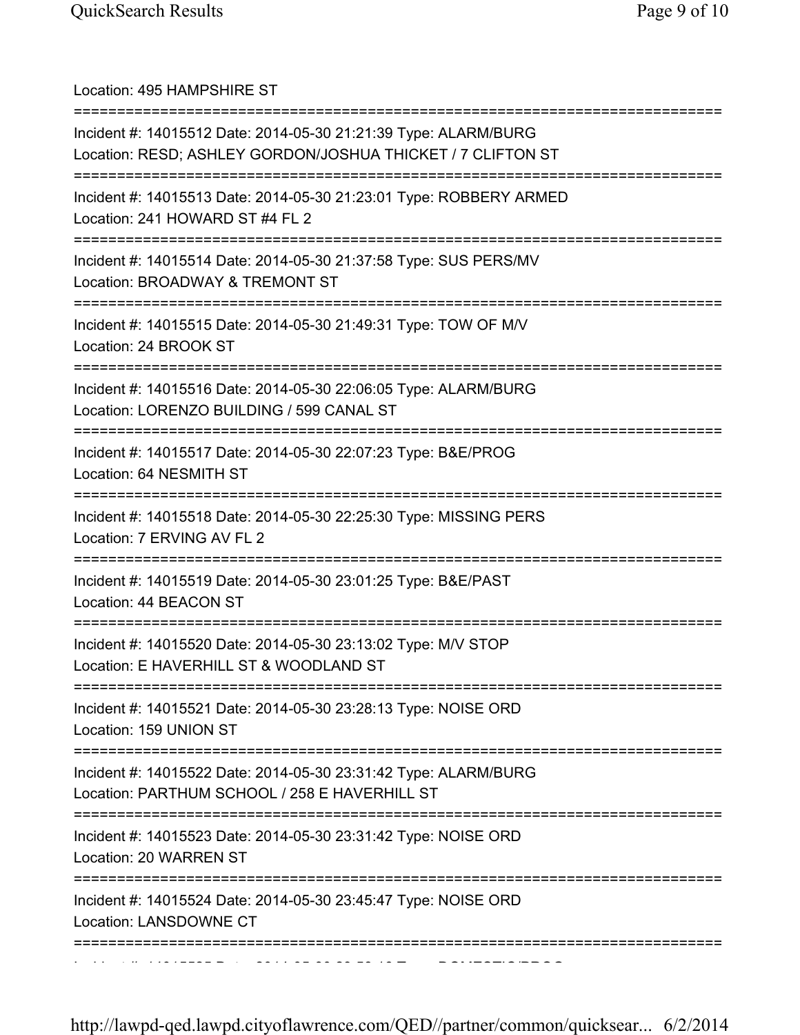Location: 495 HAMPSHIRE ST

===========================================================================

Incident #: 14015512 Date: 2014-05-30 21:21:39 Type: ALARM/BURG
Location: RESD; ASHLEY GORDON/JOSHUA THICKET / 7 CLIFTON ST

===========================================================================

Incident #: 14015513 Date: 2014-05-30 21:23:01 Type: ROBBERY ARMED
Location: 241 HOWARD ST #4 FL 2

===========================================================================

Incident #: 14015514 Date: 2014-05-30 21:37:58 Type: SUS PERS/MV
Location: BROADWAY & TREMONT ST

===========================================================================

Incident #: 14015515 Date: 2014-05-30 21:49:31 Type: TOW OF M/V
Location: 24 BROOK ST

===========================================================================

Incident #: 14015516 Date: 2014-05-30 22:06:05 Type: ALARM/BURG
Location: LORENZO BUILDING / 599 CANAL ST

===========================================================================

Incident #: 14015517 Date: 2014-05-30 22:07:23 Type: B&E/PROG
Location: 64 NESMITH ST

===========================================================================

Incident #: 14015518 Date: 2014-05-30 22:25:30 Type: MISSING PERS
Location: 7 ERVING AV FL 2

===========================================================================

Incident #: 14015519 Date: 2014-05-30 23:01:25 Type: B&E/PAST
Location: 44 BEACON ST

===========================================================================

Incident #: 14015520 Date: 2014-05-30 23:13:02 Type: M/V STOP
Location: E HAVERHILL ST & WOODLAND ST

===========================================================================

Incident #: 14015521 Date: 2014-05-30 23:28:13 Type: NOISE ORD
Location: 159 UNION ST

===========================================================================

Incident #: 14015522 Date: 2014-05-30 23:31:42 Type: ALARM/BURG
Location: PARTHUM SCHOOL / 258 E HAVERHILL ST

===========================================================================

Incident #: 14015523 Date: 2014-05-30 23:31:42 Type: NOISE ORD
Location: 20 WARREN ST

===========================================================================

Incident #: 14015524 Date: 2014-05-30 23:45:47 Type: NOISE ORD
Location: LANSDOWNE CT

===========================================================================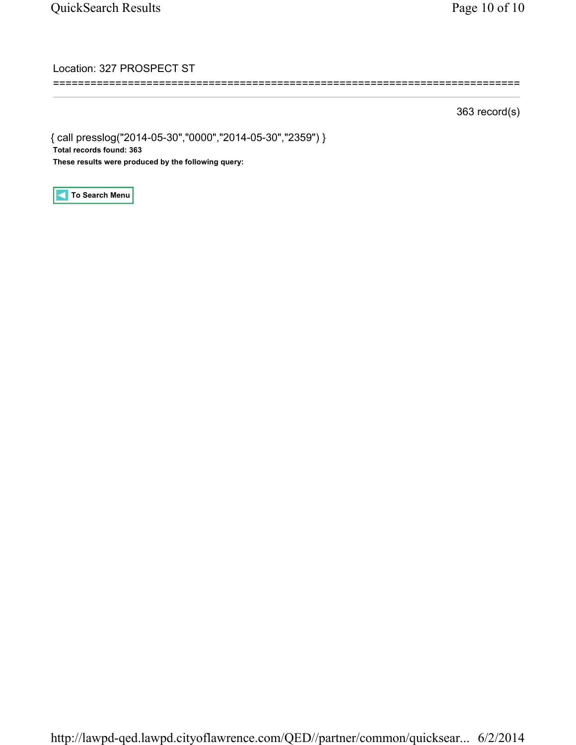Location: 327 PROSPECT ST

==========================================================================

363 record(s)

{ call presslog("2014-05-30","0000","2014-05-30","2359") }

**Total records found: 363**

**These results were produced by the following query:**

**To Search Menu**